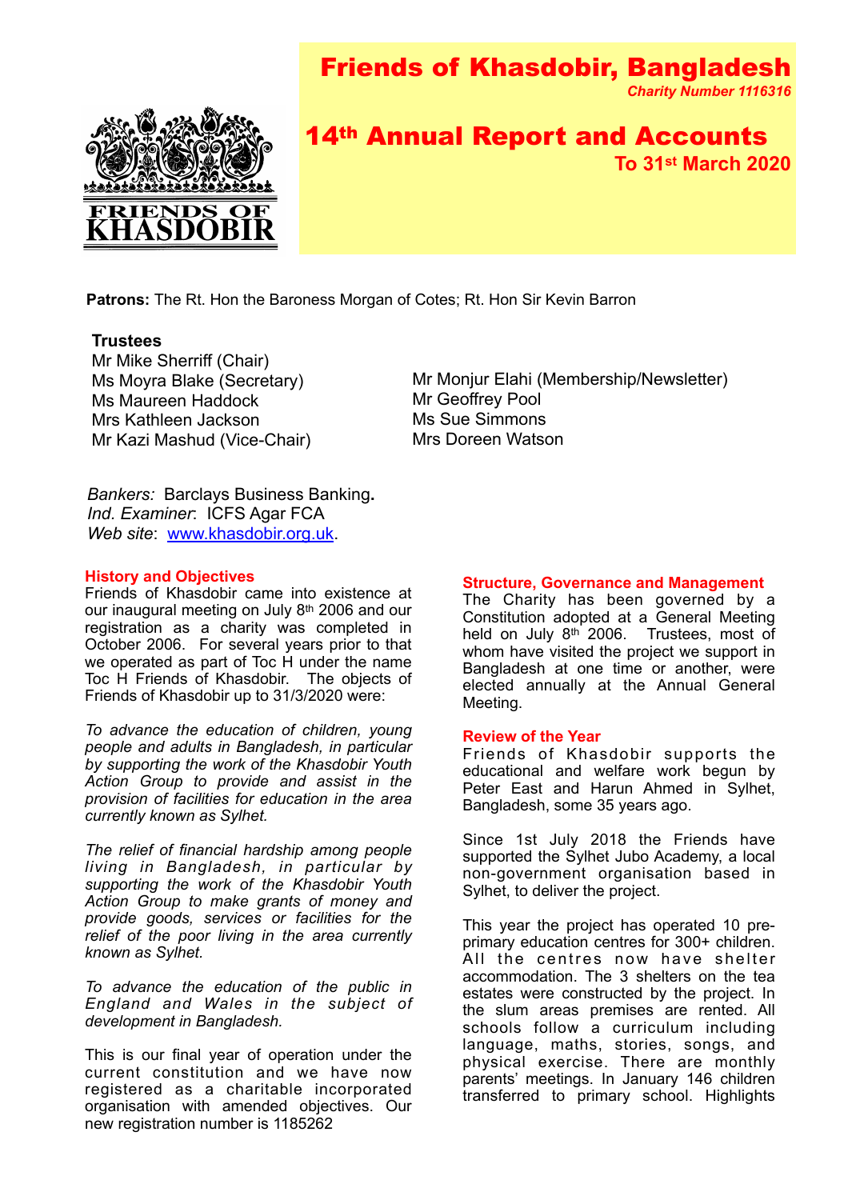# Friends of Khasdobir, Bangladesh

*Charity Number 1116316*

## 14th Annual Report and Accounts

**To 31st March 2020**

**Patrons:** The Rt. Hon the Baroness Morgan of Cotes; Rt. Hon Sir Kevin Barron

**Trustees**

Mr Mike Sherriff (Chair)
Ms Moyra Blake (Secretary)
Ms Maureen Haddock
Mrs Kathleen Jackson
Mr Kazi Mashud (Vice-Chair)
Mr Monjur Elahi (Membership/Newsletter)
Mr Geoffrey Pool
Ms Sue Simmons
Mrs Doreen Watson

*Bankers:* Barclays Business Banking.
*Ind. Examiner*: ICFS Agar FCA
*Web site*: www.khasdobir.org.uk.

### History and Objectives

Friends of Khasdobir came into existence at our inaugural meeting on July 8th 2006 and our registration as a charity was completed in October 2006. For several years prior to that we operated as part of Toc H under the name Toc H Friends of Khasdobir. The objects of Friends of Khasdobir up to 31/3/2020 were:

*To advance the education of children, young people and adults in Bangladesh, in particular by supporting the work of the Khasdobir Youth Action Group to provide and assist in the provision of facilities for education in the area currently known as Sylhet.*

*The relief of financial hardship among people living in Bangladesh, in particular by supporting the work of the Khasdobir Youth Action Group to make grants of money and provide goods, services or facilities for the relief of the poor living in the area currently known as Sylhet.*

*To advance the education of the public in England and Wales in the subject of development in Bangladesh.*

This is our final year of operation under the current constitution and we have now registered as a charitable incorporated organisation with amended objectives. Our new registration number is 1185262

### Structure, Governance and Management

The Charity has been governed by a Constitution adopted at a General Meeting held on July 8th 2006. Trustees, most of whom have visited the project we support in Bangladesh at one time or another, were elected annually at the Annual General Meeting.

### Review of the Year

Friends of Khasdobir supports the educational and welfare work begun by Peter East and Harun Ahmed in Sylhet, Bangladesh, some 35 years ago.

Since 1st July 2018 the Friends have supported the Sylhet Jubo Academy, a local non-government organisation based in Sylhet, to deliver the project.

This year the project has operated 10 pre-primary education centres for 300+ children. All the centres now have shelter accommodation. The 3 shelters on the tea estates were constructed by the project. In the slum areas premises are rented. All schools follow a curriculum including language, maths, stories, songs, and physical exercise. There are monthly parents' meetings. In January 146 children transferred to primary school. Highlights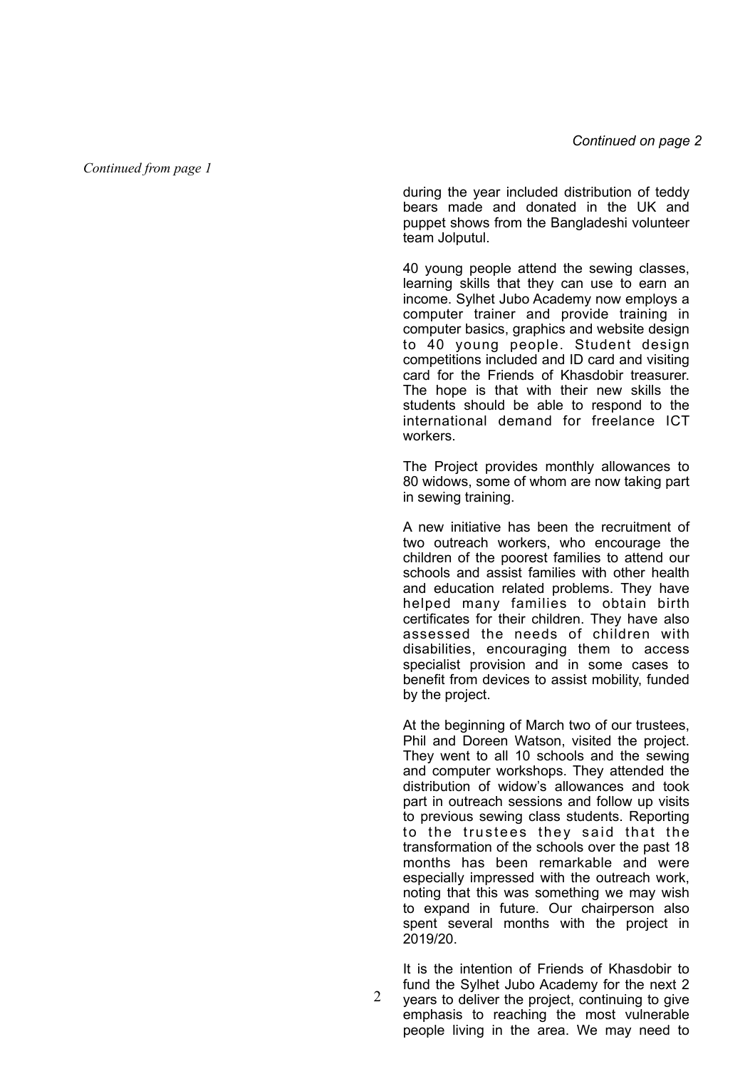*Continued from page 1*

during the year included distribution of teddy bears made and donated in the UK and puppet shows from the Bangladeshi volunteer team Jolputul.

40 young people attend the sewing classes, learning skills that they can use to earn an income. Sylhet Jubo Academy now employs a computer trainer and provide training in computer basics, graphics and website design to 40 young people. Student design competitions included and ID card and visiting card for the Friends of Khasdobir treasurer. The hope is that with their new skills the students should be able to respond to the international demand for freelance ICT workers.

The Project provides monthly allowances to 80 widows, some of whom are now taking part in sewing training.

A new initiative has been the recruitment of two outreach workers, who encourage the children of the poorest families to attend our schools and assist families with other health and education related problems. They have helped many families to obtain birth certificates for their children. They have also assessed the needs of children with disabilities, encouraging them to access specialist provision and in some cases to benefit from devices to assist mobility, funded by the project.

At the beginning of March two of our trustees, Phil and Doreen Watson, visited the project. They went to all 10 schools and the sewing and computer workshops. They attended the distribution of widow's allowances and took part in outreach sessions and follow up visits to previous sewing class students. Reporting to the trustees they said that the transformation of the schools over the past 18 months has been remarkable and were especially impressed with the outreach work, noting that this was something we may wish to expand in future. Our chairperson also spent several months with the project in 2019/20.

It is the intention of Friends of Khasdobir to fund the Sylhet Jubo Academy for the next 2 years to deliver the project, continuing to give emphasis to reaching the most vulnerable people living in the area. We may need to

*Continued on page 2*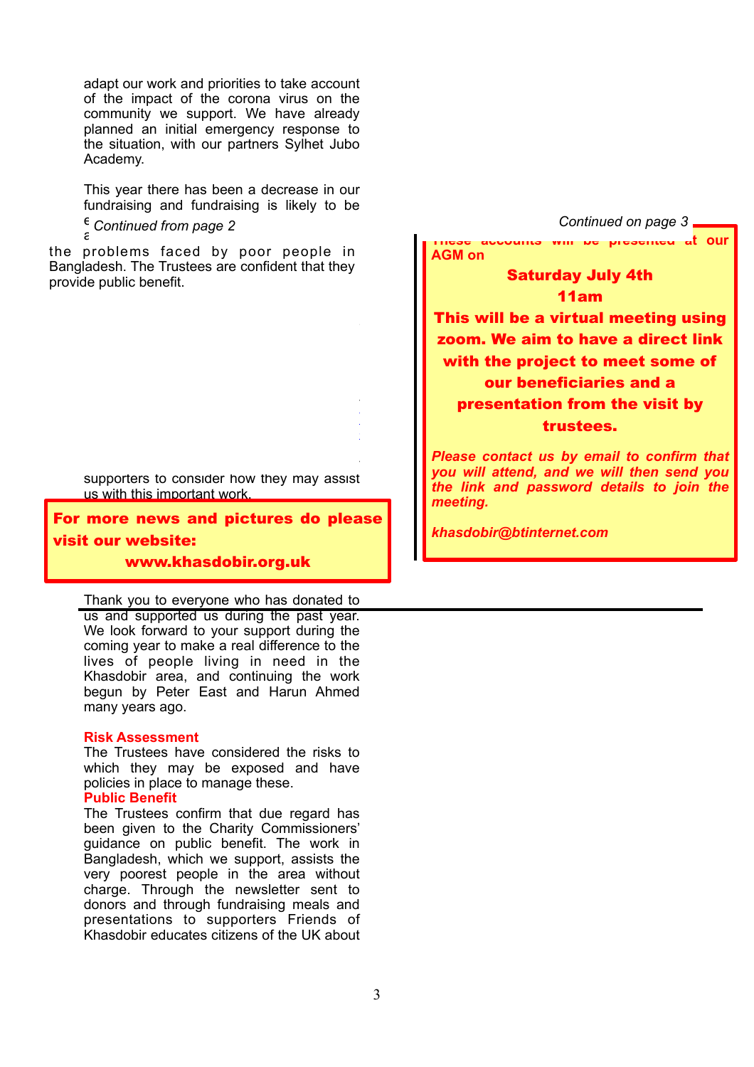adapt our work and priorities to take account of the impact of the corona virus on the community we support. We have already planned an initial emergency response to the situation, with our partners Sylhet Jubo Academy.

This year there has been a decrease in our fundraising and fundraising is likely to be

*Continued from page 2*

the problems faced by poor people in Bangladesh. The Trustees are confident that they provide public benefit.

supporters to consider how they may assist us with this important work.

**For more news and pictures do please visit our website:**

**www.khasdobir.org.uk**

Thank you to everyone who has donated to us and supported us during the past year. We look forward to your support during the coming year to make a real difference to the lives of people living in need in the Khasdobir area, and continuing the work begun by Peter East and Harun Ahmed many years ago.

**Risk Assessment**

The Trustees have considered the risks to which they may be exposed and have policies in place to manage these.

**Public Benefit**

The Trustees confirm that due regard has been given to the Charity Commissioners' guidance on public benefit. The work in Bangladesh, which we support, assists the very poorest people in the area without charge. Through the newsletter sent to donors and through fundraising meals and presentations to supporters Friends of Khasdobir educates citizens of the UK about

*Continued on page 3*

**These accounts will be presented at our AGM on**

**Saturday July 4th**

**11am**

**This will be a virtual meeting using zoom. We aim to have a direct link with the project to meet some of our beneficiaries and a presentation from the visit by trustees.**

***Please contact us by email to confirm that you will attend, and we will then send you the link and password details to join the meeting.***

***khasdobir@btinternet.com***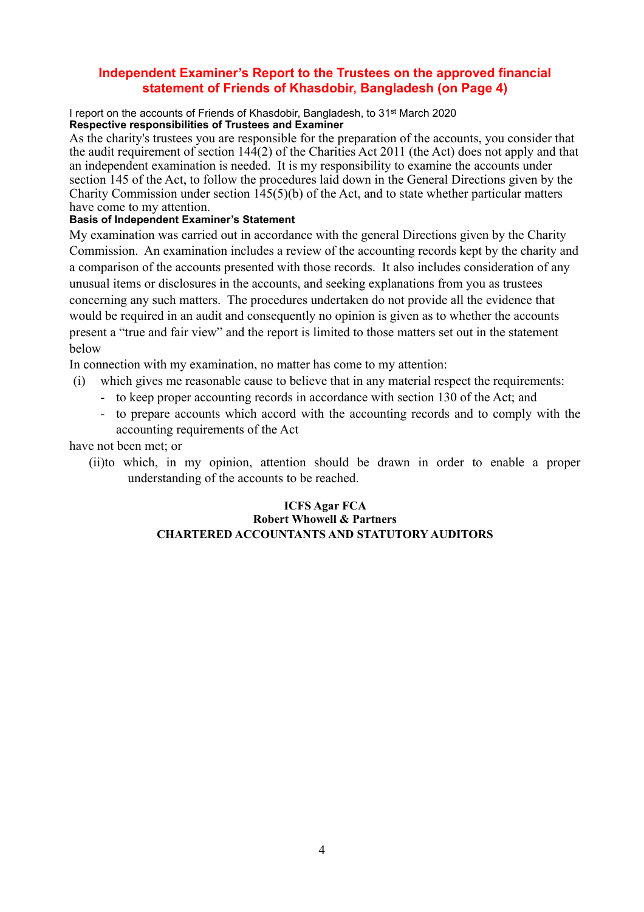## Independent Examiner's Report to the Trustees on the approved financial statement of Friends of Khasdobir, Bangladesh (on Page 4)

I report on the accounts of Friends of Khasdobir, Bangladesh, to 31st March 2020

**Respective responsibilities of Trustees and Examiner**

As the charity's trustees you are responsible for the preparation of the accounts, you consider that the audit requirement of section 144(2) of the Charities Act 2011 (the Act) does not apply and that an independent examination is needed. It is my responsibility to examine the accounts under section 145 of the Act, to follow the procedures laid down in the General Directions given by the Charity Commission under section 145(5)(b) of the Act, and to state whether particular matters have come to my attention.

**Basis of Independent Examiner's Statement**

My examination was carried out in accordance with the general Directions given by the Charity Commission. An examination includes a review of the accounting records kept by the charity and a comparison of the accounts presented with those records. It also includes consideration of any unusual items or disclosures in the accounts, and seeking explanations from you as trustees concerning any such matters. The procedures undertaken do not provide all the evidence that would be required in an audit and consequently no opinion is given as to whether the accounts present a "true and fair view" and the report is limited to those matters set out in the statement below

In connection with my examination, no matter has come to my attention:

(i) which gives me reasonable cause to believe that in any material respect the requirements:
- to keep proper accounting records in accordance with section 130 of the Act; and
- to prepare accounts which accord with the accounting records and to comply with the accounting requirements of the Act

have not been met; or

(ii)to which, in my opinion, attention should be drawn in order to enable a proper understanding of the accounts to be reached.

**ICFS Agar FCA**
**Robert Whowell & Partners**
**CHARTERED ACCOUNTANTS AND STATUTORY AUDITORS**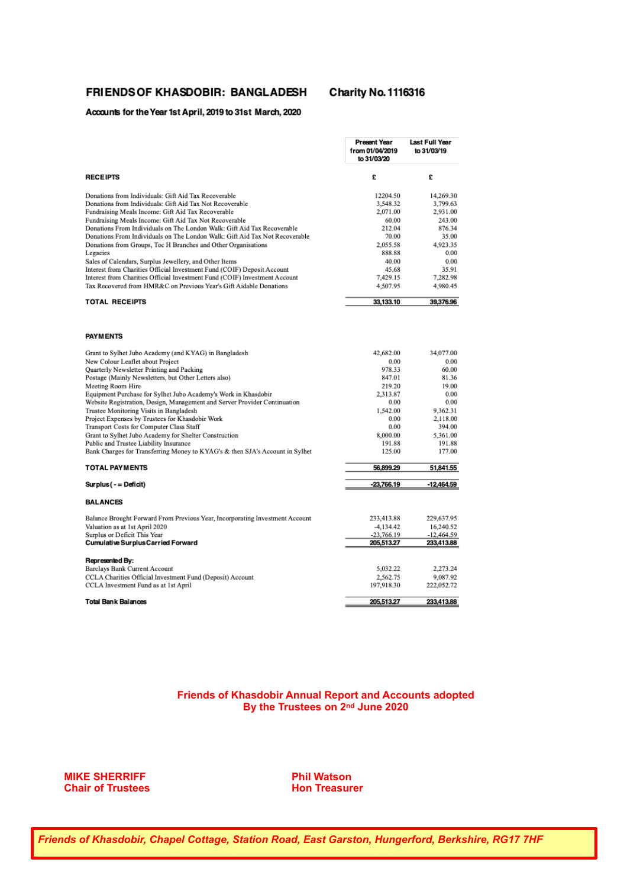## FRIENDS OF KHASDOBIR: BANGLADESH Charity No. 1116316

**Accounts for the Year 1st April, 2019 to 31st March, 2020**

| | Present Year from 01/04/2019 to 31/03/20 | Last Full Year to 31/03/19 |
|---|---|---|
| **RECEIPTS** | **£** | **£** |
| Donations from Individuals: Gift Aid Tax Recoverable | 12204.50 | 14,269.30 |
| Donations from Individuals: Gift Aid Tax Not Recoverable | 3,548.32 | 3,799.63 |
| Fundraising Meals Income: Gift Aid Tax Recoverable | 2,071.00 | 2,931.00 |
| Fundraising Meals Income: Gift Aid Tax Not Recoverable | 60.00 | 243.00 |
| Donations From Individuals on The London Walk: Gift Aid Tax Recoverable | 212.04 | 876.34 |
| Donations From Individuals on The London Walk: Gift Aid Tax Not Recoverable | 70.00 | 35.00 |
| Donations from Groups, Toc H Branches and Other Organisations | 2,055.58 | 4,923.35 |
| Legacies | 888.88 | 0.00 |
| Sales of Calendars, Surplus Jewellery, and Other Items | 40.00 | 0.00 |
| Interest from Charities Official Investment Fund (COIF) Deposit Account | 45.68 | 35.91 |
| Interest from Charities Official Investment Fund (COIF) Investment Account | 7,429.15 | 7,282.98 |
| Tax Recovered from HMR&C on Previous Year's Gift Aidable Donations | 4,507.95 | 4,980.45 |
| **TOTAL RECEIPTS** | **33,133.10** | **39,376.96** |
| **PAYMENTS** | | |
| Grant to Sylhet Jubo Academy (and KYAG) in Bangladesh | 42,682.00 | 34,077.00 |
| New Colour Leaflet about Project | 0.00 | 0.00 |
| Quarterly Newsletter Printing and Packing | 978.33 | 60.00 |
| Postage (Mainly Newsletters, but Other Letters also) | 847.01 | 81.36 |
| Meeting Room Hire | 219.20 | 19.00 |
| Equipment Purchase for Sylhet Jubo Academy's Work in Khasdobir | 2,313.87 | 0.00 |
| Website Registration, Design, Management and Server Provider Continuation | 0.00 | 0.00 |
| Trustee Monitoring Visits in Bangladesh | 1,542.00 | 9,362.31 |
| Project Expenses by Trustees for Khasdobir Work | 0.00 | 2,118.00 |
| Transport Costs for Computer Class Staff | 0.00 | 394.00 |
| Grant to Sylhet Jubo Academy for Shelter Construction | 8,000.00 | 5,361.00 |
| Public and Trustee Liability Insurance | 191.88 | 191.88 |
| Bank Charges for Transferring Money to KYAG's & then SJA's Account in Sylhet | 125.00 | 177.00 |
| **TOTAL PAYMENTS** | **56,899.29** | **51,841.55** |
| **Surplus ( - = Deficit)** | **-23,766.19** | **-12,464.59** |
| **BALANCES** | | |
| Balance Brought Forward From Previous Year, Incorporating Investment Account | 233,413.88 | 229,637.95 |
| Valuation as at 1st April 2020 | -4,134.42 | 16,240.52 |
| Surplus or Deficit This Year | -23,766.19 | -12,464.59 |
| **Cumulative Surplus Carried Forward** | **205,513.27** | **233,413.88** |
| **Represented By:** | | |
| Barclays Bank Current Account | 5,032.22 | 2,273.24 |
| CCLA Charities Official Investment Fund (Deposit) Account | 2,562.75 | 9,087.92 |
| CCLA Investment Fund as at 1st April | 197,918.30 | 222,052.72 |
| **Total Bank Balances** | **205,513.27** | **233,413.88** |

**Friends of Khasdobir Annual Report and Accounts adopted By the Trustees on 2nd June 2020**

**MIKE SHERRIFF**
**Chair of Trustees**

**Phil Watson**
**Hon Treasurer**

*Friends of Khasdobir, Chapel Cottage, Station Road, East Garston, Hungerford, Berkshire, RG17 7HF*